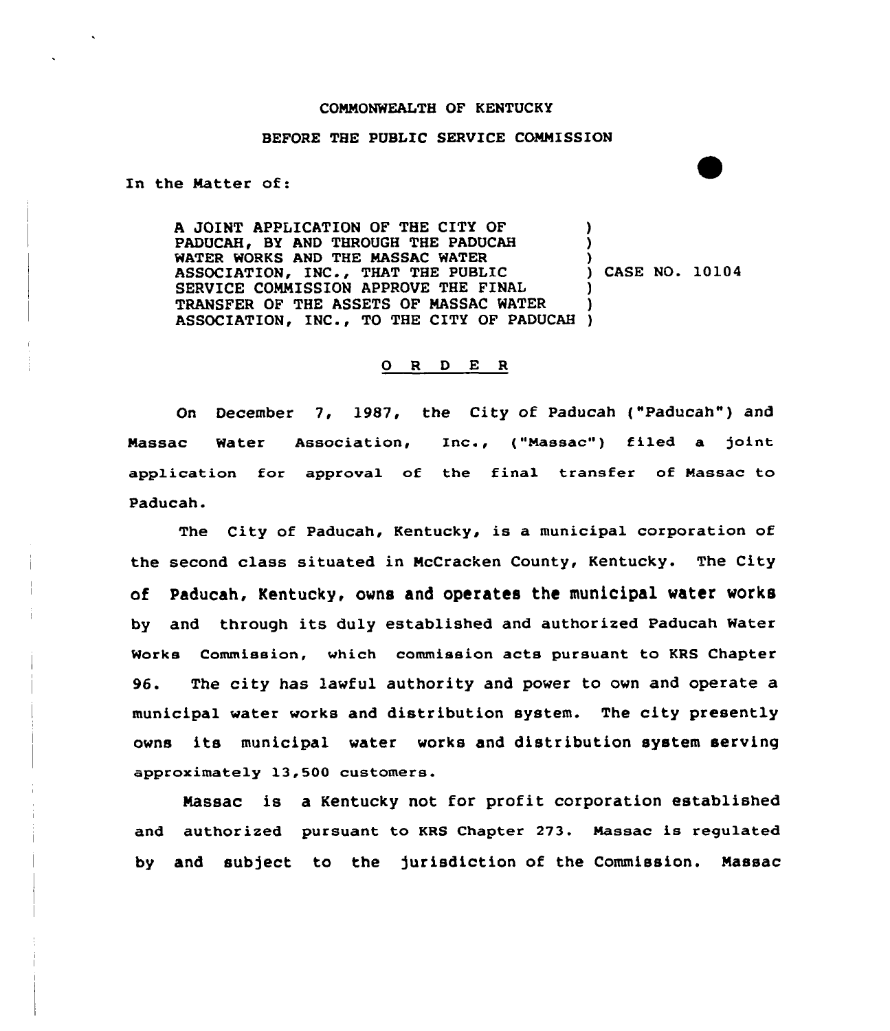COMMONWEALTH OF KENTUCKY

BEFORE THE PUBLIC SERVICE COMMISSION

In the Matter of:

| | |
|---|---|
| A JOINT APPLICATION OF THE CITY OF PADUCAH, BY AND THROUGH THE PADUCAH WATER WORKS AND THE MASSAC WATER ASSOCIATION, INC., THAT THE PUBLIC SERVICE COMMISSION APPROVE THE FINAL TRANSFER OF THE ASSETS OF MASSAC WATER ASSOCIATION, INC., TO THE CITY OF PADUCAH | CASE NO. 10104 |

## O R D E R

On December 7, 1987, the City of Paducah ("Paducah") and Massac Water Association, Inc., ("Massac") filed a joint application for approval of the final transfer of Massac to Paducah.

The City of Paducah, Kentucky, is a municipal corporation of the second class situated in McCracken County, Kentucky. The City of Paducah, Kentucky, owns and operates the municipal water works by and through its duly established and authorized Paducah Water Works Commission, which commission acts pursuant to KRS Chapter 96. The city has lawful authority and power to own and operate a municipal water works and distribution system. The city presently owns its municipal water works and distribution system serving approximately 13,500 customers.

Massac is a Kentucky not for profit corporation established and authorized pursuant to KRS Chapter 273. Massac is regulated by and subject to the jurisdiction of the Commission. Massac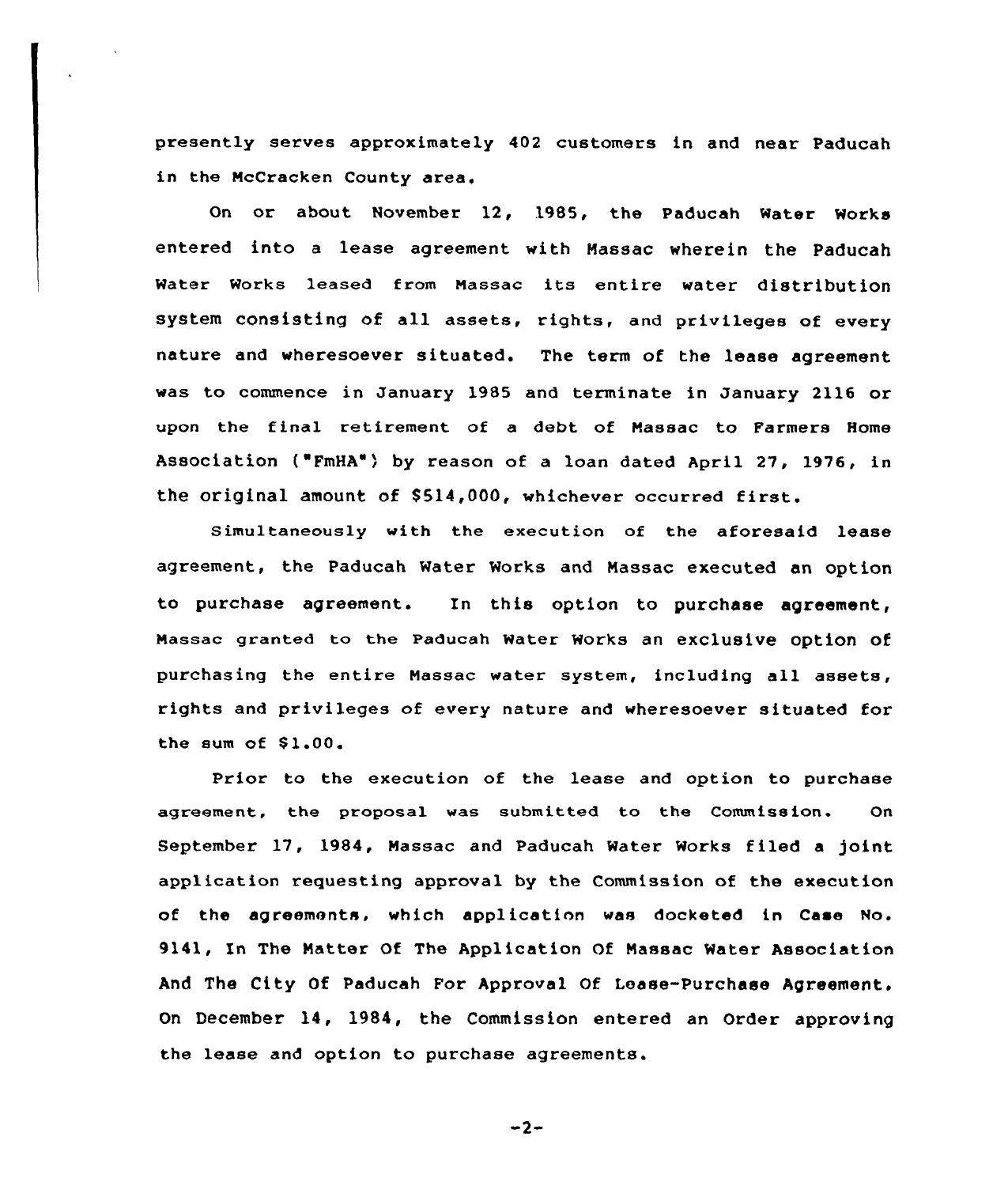presently serves approximately 402 customers in and near Paducah in the McCracken County area.

On or about November 12, 1985, the Paducah Water Works entered into a lease agreement with Massac wherein the Paducah Water Works leased from Massac its entire water distribution system consisting of all assets, rights, and privileges of every nature and wheresoever situated. The term of the lease agreement was to commence in January 1985 and terminate in January 2116 or upon the final retirement of a debt of Massac to Farmers Home Association ("FmHA") by reason of a loan dated April 27, 1976, in the original amount of $514,000, whichever occurred first.

Simultaneously with the execution of the aforesaid lease agreement, the Paducah Water Works and Massac executed an option to purchase agreement. In this option to purchase agreement, Massac granted to the Paducah Water Works an exclusive option of purchasing the entire Massac water system, including all assets, rights and privileges of every nature and wheresoever situated for the sum of $1.00.

Prior to the execution of the lease and option to purchase agreement, the proposal was submitted to the Commission. On September 17, 1984, Massac and Paducah Water Works filed a joint application requesting approval by the Commission of the execution of the agreements, which application was docketed in Case No. 9141, In The Matter Of The Application Of Massac Water Association And The City Of Paducah For Approval Of Lease-Purchase Agreement. On December 14, 1984, the Commission entered an Order approving the lease and option to purchase agreements.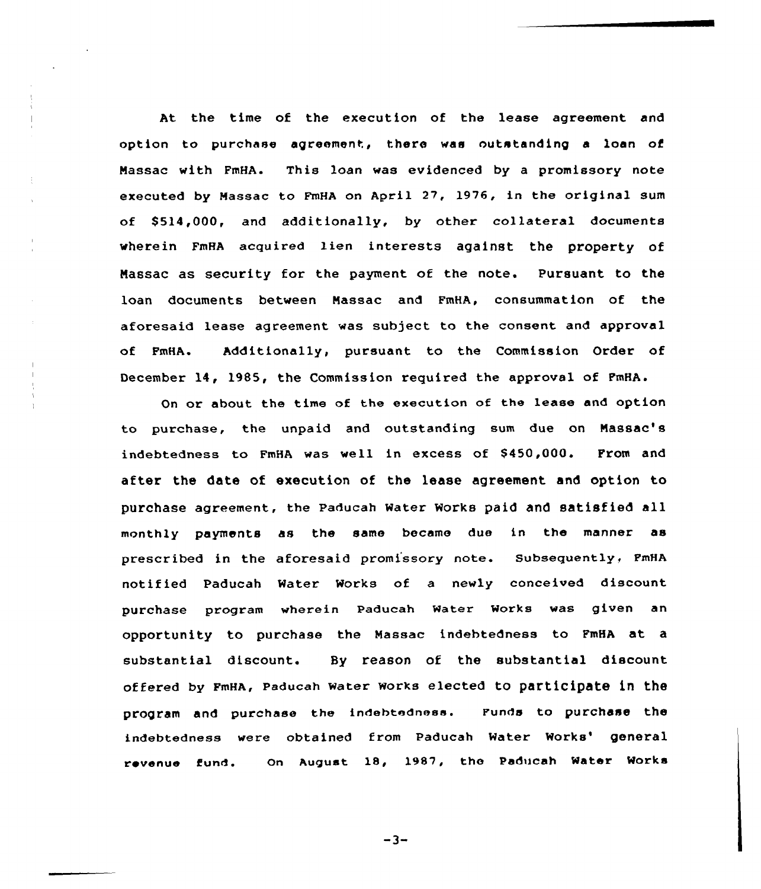At the time of the execution of the lease agreement and option to purchase agreement, there was outstanding a loan of Massac with FmHA. This loan was evidenced by a promissory note executed by Massac to FmHA on April 27, 1976, in the original sum of $514,000, and additionally, by other collateral documents wherein FmHA acquired lien interests against the property of Massac as security for the payment of the note. Pursuant to the loan documents between Massac and FmHA, consummation of the aforesaid lease agreement was subject to the consent and approval of FmHA. Additionally, pursuant to the Commission Order of December 14, 1985, the Commission required the approval of FmHA.

On or about the time of the execution of the lease and option to purchase, the unpaid and outstanding sum due on Massac's indebtedness to FmHA was well in excess of $450,000. From and after the date of execution of the lease agreement and option to purchase agreement, the Paducah Water Works paid and satisfied all monthly payments as the same became due in the manner as prescribed in the aforesaid promissory note. Subsequently, FmHA notified Paducah Water Works of a newly conceived discount purchase program wherein Paducah Water Works was given an opportunity to purchase the Massac indebtedness to FmHA at a substantial discount. By reason of the substantial discount offered by FmHA, Paducah Water Works elected to participate in the program and purchase the indebtedness. Funds to purchase the indebtedness were obtained from Paducah Water Works' general revenue fund. On August 18, 1987, the Paducah Water Works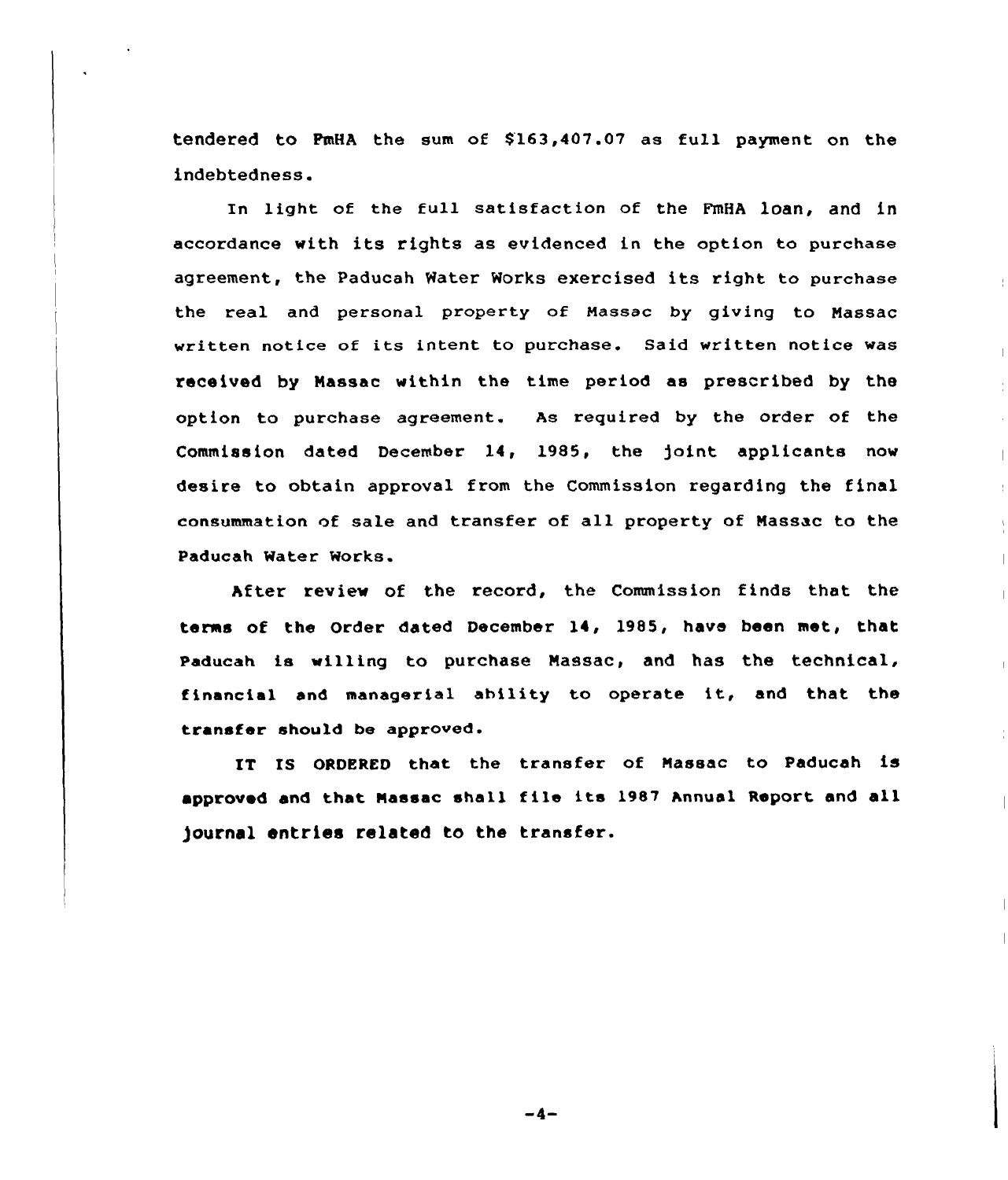tendered to FmHA the sum of $163,407.07 as full payment on the indebtedness.

In light of the full satisfaction of the FmHA loan, and in accordance with its rights as evidenced in the option to purchase agreement, the Paducah Water Works exercised its right to purchase the real and personal property of Massac by giving to Massac written notice of its intent to purchase. Said written notice was received by Massac within the time period as prescribed by the option to purchase agreement. As required by the order of the Commission dated December 14, 1985, the joint applicants now desire to obtain approval from the Commission regarding the final consummation of sale and transfer of all property of Massac to the Paducah Water Works.

After review of the record, the Commission finds that the terms of the Order dated December 14, 1985, have been met, that Paducah is willing to purchase Massac, and has the technical, financial and managerial ability to operate it, and that the transfer should be approved.

IT IS ORDERED that the transfer of Massac to Paducah is approved and that Massac shall file its 1987 Annual Report and all journal entries related to the transfer.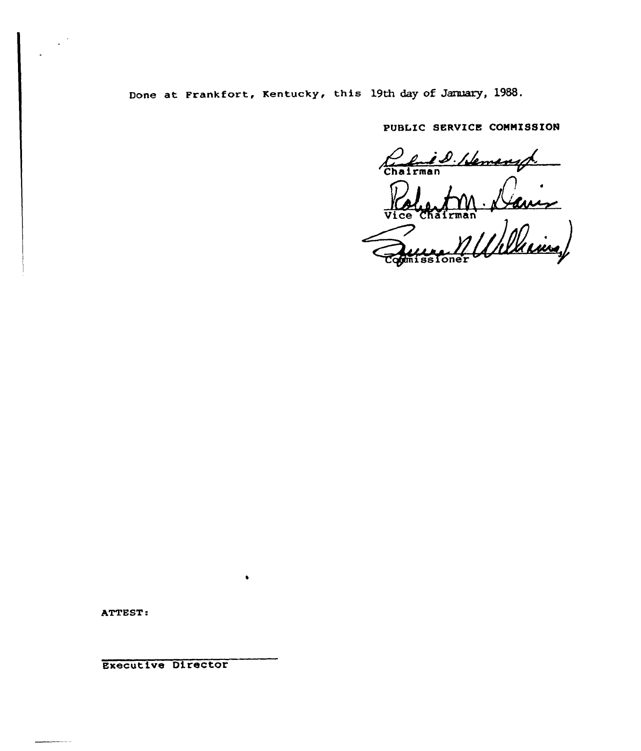Done at Frankfort, Kentucky, this 19th day of January, 1988.

PUBLIC SERVICE COMMISSION

Chairman

Vice Chairman

Commissioner

ATTEST:

Executive Director